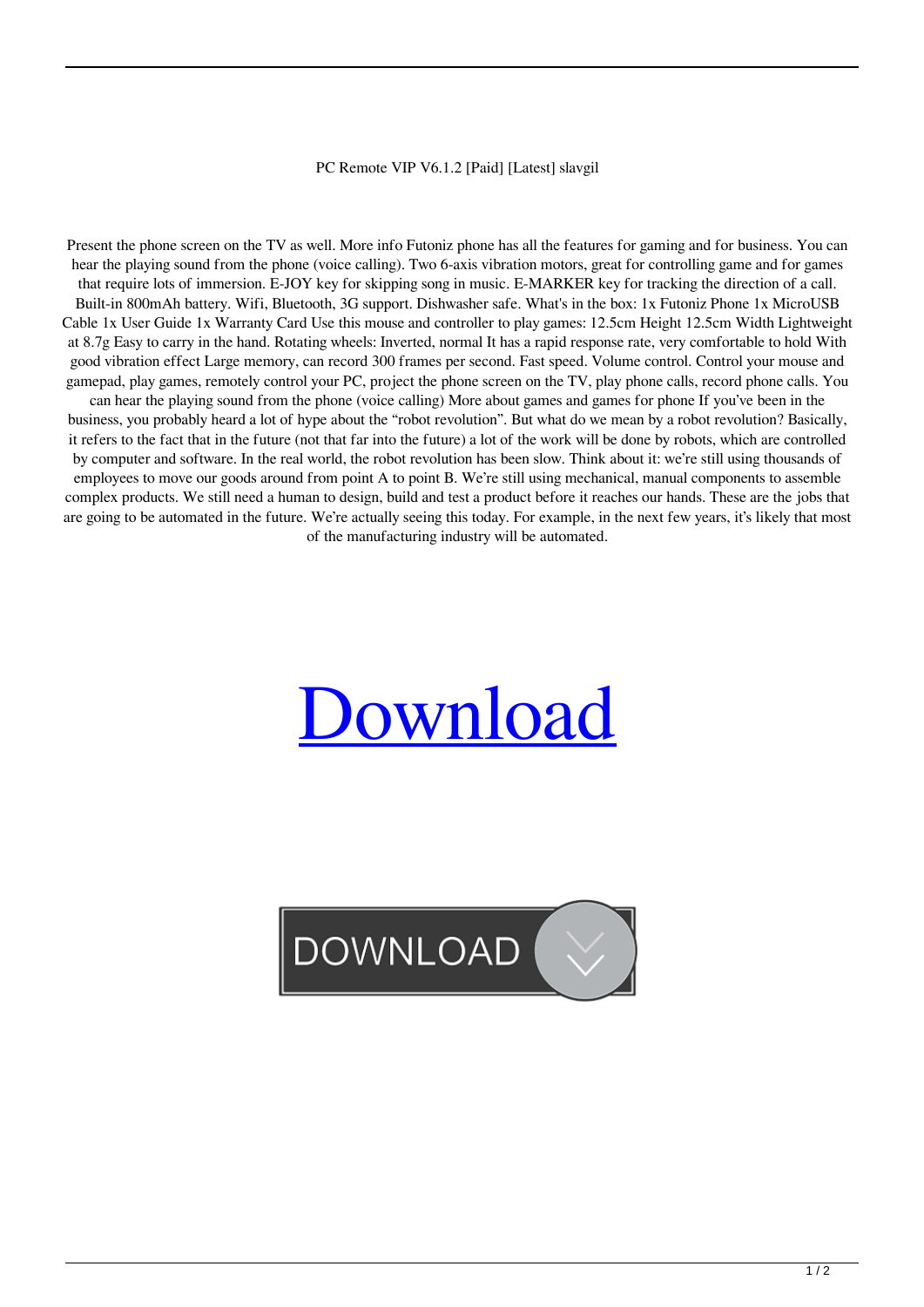PC Remote VIP V6.1.2 [Paid] [Latest] slavgil

Present the phone screen on the TV as well. More info Futoniz phone has all the features for gaming and for business. You can hear the playing sound from the phone (voice calling). Two 6-axis vibration motors, great for controlling game and for games that require lots of immersion. E-JOY key for skipping song in music. E-MARKER key for tracking the direction of a call. Built-in 800mAh battery. Wifi, Bluetooth, 3G support. Dishwasher safe. What's in the box: 1x Futoniz Phone 1x MicroUSB Cable 1x User Guide 1x Warranty Card Use this mouse and controller to play games: 12.5cm Height 12.5cm Width Lightweight at 8.7g Easy to carry in the hand. Rotating wheels: Inverted, normal It has a rapid response rate, very comfortable to hold With good vibration effect Large memory, can record 300 frames per second. Fast speed. Volume control. Control your mouse and gamepad, play games, remotely control your PC, project the phone screen on the TV, play phone calls, record phone calls. You can hear the playing sound from the phone (voice calling) More about games and games for phone If you've been in the business, you probably heard a lot of hype about the "robot revolution". But what do we mean by a robot revolution? Basically, it refers to the fact that in the future (not that far into the future) a lot of the work will be done by robots, which are controlled by computer and software. In the real world, the robot revolution has been slow. Think about it: we're still using thousands of employees to move our goods around from point A to point B. We're still using mechanical, manual components to assemble complex products. We still need a human to design, build and test a product before it reaches our hands. These are the jobs that are going to be automated in the future. We're actually seeing this today. For example, in the next few years, it's likely that most of the manufacturing industry will be automated.

Download

DOWNLOAD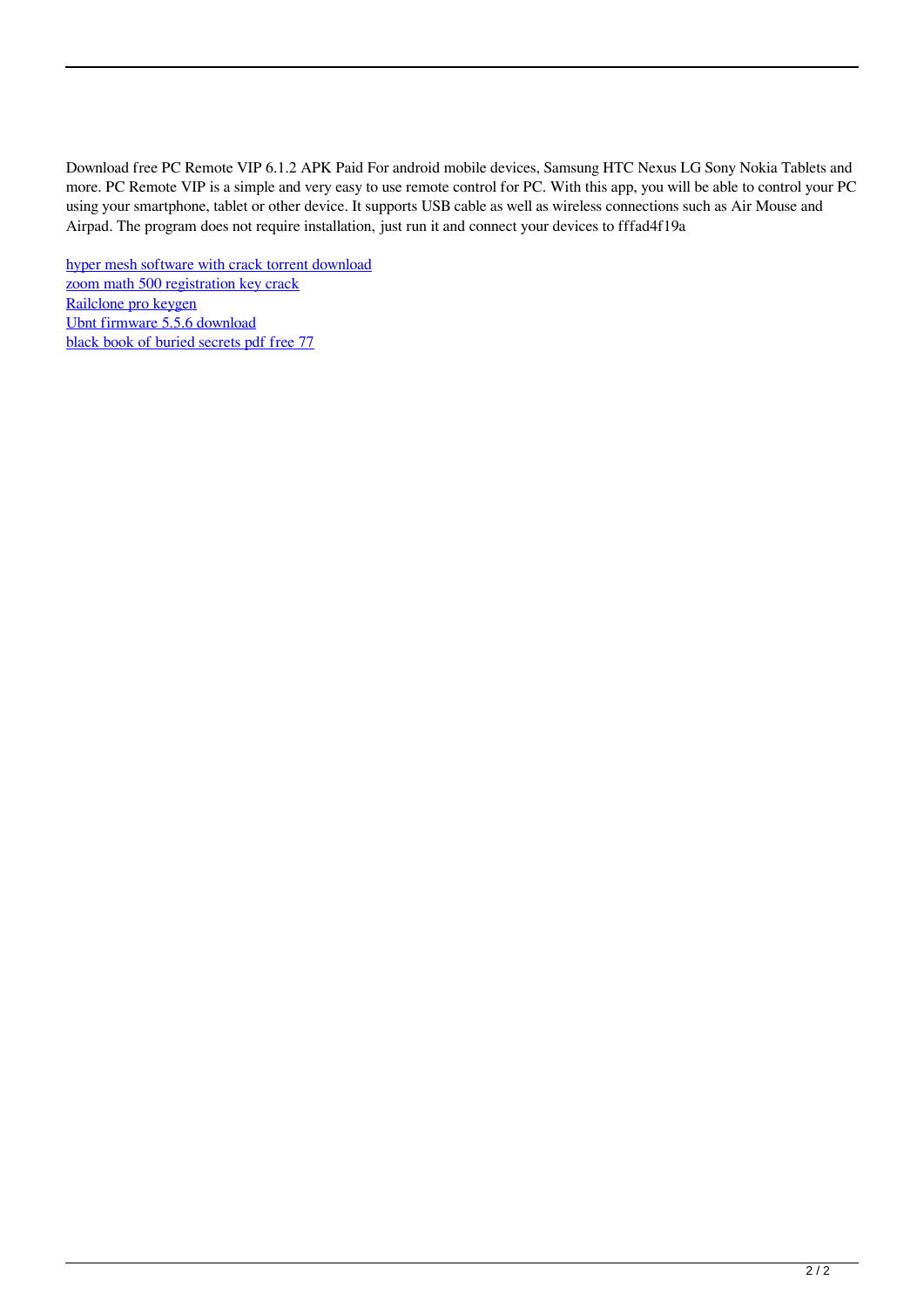Download free PC Remote VIP 6.1.2 APK Paid For android mobile devices, Samsung HTC Nexus LG Sony Nokia Tablets and more. PC Remote VIP is a simple and very easy to use remote control for PC. With this app, you will be able to control your PC using your smartphone, tablet or other device. It supports USB cable as well as wireless connections such as Air Mouse and Airpad. The program does not require installation, just run it and connect your devices to fffad4f19a

hyper mesh software with crack torrent download
zoom math 500 registration key crack
Railclone pro keygen
Ubnt firmware 5.5.6 download
black book of buried secrets pdf free 77